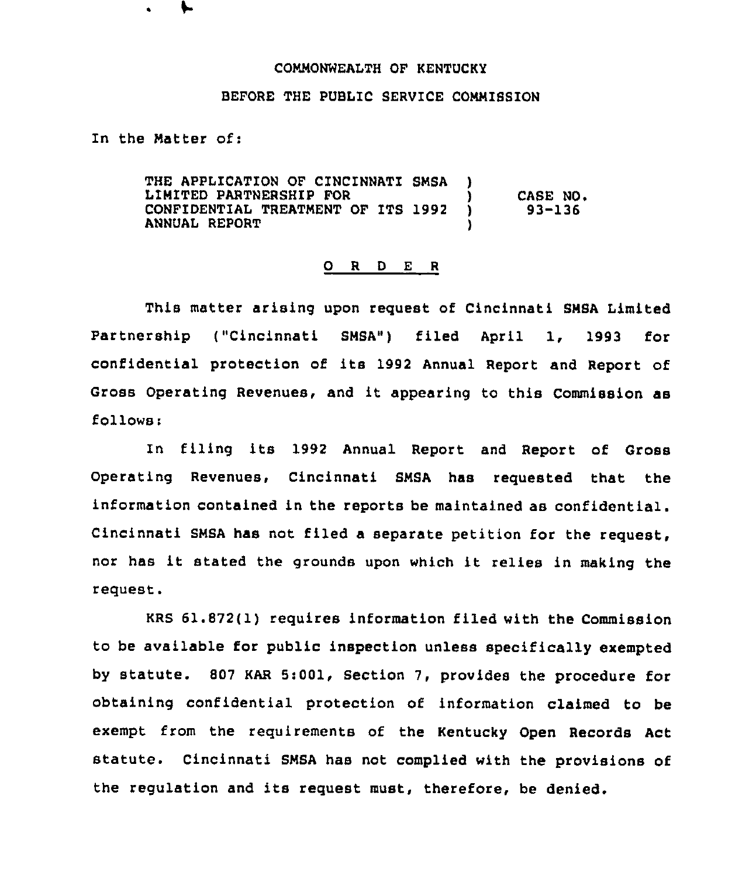COMMONWEALTH OF KENTUCKY

BEFORE THE PUBLIC SERVICE COMMISSION

In the Matter of:

| | | |
|---|---|---|
| THE APPLICATION OF CINCINNATI SMSA LIMITED PARTNERSHIP FOR CONFIDENTIAL TREATMENT OF ITS 1992 ANNUAL REPORT | ) ) ) ) | CASE NO. 93-136 |

# O R D E R

This matter arising upon request of Cincinnati SMSA Limited Partnership ("Cincinnati SMSA") filed April 1, 1993 for confidential protection of its 1992 Annual Report and Report of Gross Operating Revenues, and it appearing to this Commission as follows:

In filing its 1992 Annual Report and Report of Gross Operating Revenues, Cincinnati SMSA has requested that the information contained in the reports be maintained as confidential. Cincinnati SMSA has not filed a separate petition for the request, nor has it stated the grounds upon which it relies in making the request.

KRS 61.872(1) requires information filed with the Commission to be available for public inspection unless specifically exempted by statute. 807 KAR 5:001, Section 7, provides the procedure for obtaining confidential protection of information claimed to be exempt from the requirements of the Kentucky Open Records Act statute. Cincinnati SMSA has not complied with the provisions of the regulation and its request must, therefore, be denied.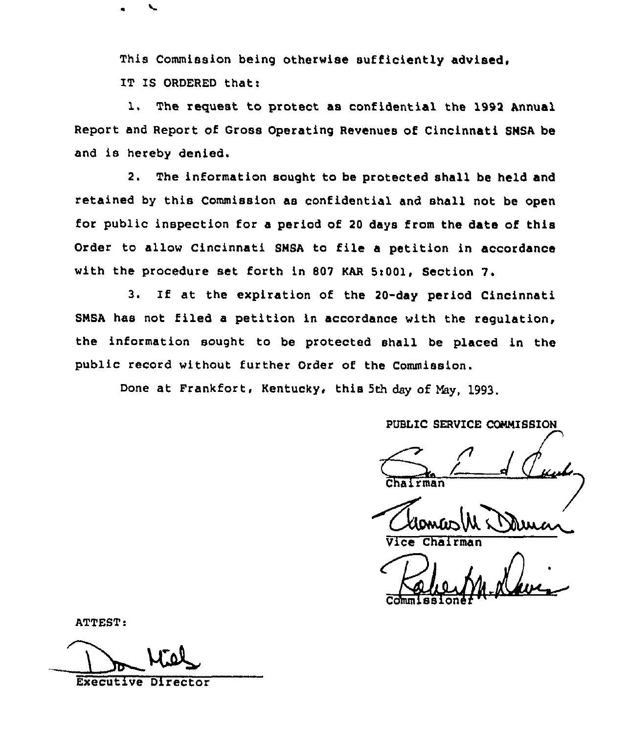This Commission being otherwise sufficiently advised,

IT IS ORDERED that:

1. The request to protect as confidential the 1992 Annual Report and Report of Gross Operating Revenues of Cincinnati SMSA be and is hereby denied.

2. The information sought to be protected shall be held and retained by this Commission as confidential and shall not be open for public inspection for a period of 20 days from the date of this Order to allow Cincinnati SMSA to file a petition in accordance with the procedure set forth in 807 KAR 5:001, Section 7.

3. If at the expiration of the 20-day period Cincinnati SMSA has not filed a petition in accordance with the regulation, the information sought to be protected shall be placed in the public record without further Order of the Commission.

Done at Frankfort, Kentucky, this 5th day of May, 1993.

PUBLIC SERVICE COMMISSION

Chairman

Vice Chairman

Commissioner

ATTEST:

Executive Director